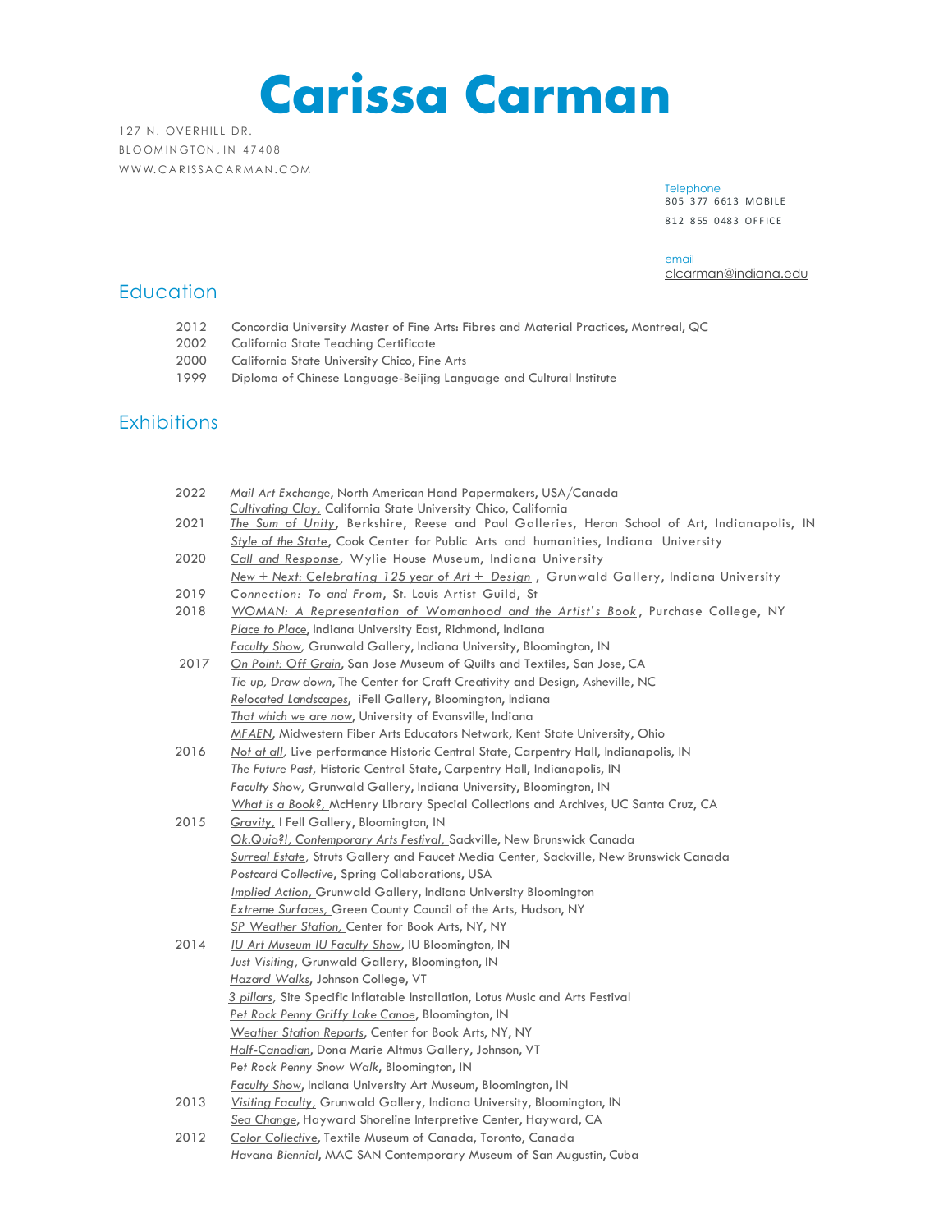# Carissa Carman

127 N. OVERHILL DR.
BLOOMINGTON, IN 47408
WWW.CARISSACARMAN.COM

Telephone
805 377 6613 MOBILE
812 855 0483 OFFICE

email
clcarman@indiana.edu

## Education

2012 Concordia University Master of Fine Arts: Fibres and Material Practices, Montreal, QC
2002 California State Teaching Certificate
2000 California State University Chico, Fine Arts
1999 Diploma of Chinese Language-Beijing Language and Cultural Institute

## Exhibitions

2022 *Mail Art Exchange*, North American Hand Papermakers, USA/Canada
*Cultivating Clay*, California State University Chico, California

2021 *The Sum of Unity*, Berkshire, Reese and Paul Galleries, Heron School of Art, Indianapolis, IN
*Style of the State*, Cook Center for Public Arts and humanities, Indiana University

2020 *Call and Response*, Wylie House Museum, Indiana University
*New + Next: Celebrating 125 year of Art + Design* , Grunwald Gallery, Indiana University

2019 *Connection: To and From*, St. Louis Artist Guild, St

2018 *WOMAN: A Representation of Womanhood and the Artist's Book*, Purchase College, NY
*Place to Place*, Indiana University East, Richmond, Indiana
*Faculty Show*, Grunwald Gallery, Indiana University, Bloomington, IN

2017 *On Point: Off Grain*, San Jose Museum of Quilts and Textiles, San Jose, CA
*Tie up, Draw down*, The Center for Craft Creativity and Design, Asheville, NC
*Relocated Landscapes*, iFell Gallery, Bloomington, Indiana
*That which we are now*, University of Evansville, Indiana
*MFAEN*, Midwestern Fiber Arts Educators Network, Kent State University, Ohio

2016 *Not at all*, Live performance Historic Central State, Carpentry Hall, Indianapolis, IN
*The Future Past*, Historic Central State, Carpentry Hall, Indianapolis, IN
*Faculty Show*, Grunwald Gallery, Indiana University, Bloomington, IN
*What is a Book?*, McHenry Library Special Collections and Archives, UC Santa Cruz, CA

2015 *Gravity*, I Fell Gallery, Bloomington, IN
*Ok.Quio?!, Contemporary Arts Festival*, Sackville, New Brunswick Canada
*Surreal Estate*, Struts Gallery and Faucet Media Center, Sackville, New Brunswick Canada
*Postcard Collective*, Spring Collaborations, USA
*Implied Action*, Grunwald Gallery, Indiana University Bloomington
*Extreme Surfaces*, Green County Council of the Arts, Hudson, NY
*SP Weather Station*, Center for Book Arts, NY, NY

2014 *IU Art Museum IU Faculty Show*, IU Bloomington, IN
*Just Visiting*, Grunwald Gallery, Bloomington, IN
*Hazard Walks*, Johnson College, VT
*3 pillars*, Site Specific Inflatable Installation, Lotus Music and Arts Festival
*Pet Rock Penny Griffy Lake Canoe*, Bloomington, IN
*Weather Station Reports*, Center for Book Arts, NY, NY
*Half-Canadian*, Dona Marie Altmus Gallery, Johnson, VT
*Pet Rock Penny Snow Walk*, Bloomington, IN
*Faculty Show*, Indiana University Art Museum, Bloomington, IN

2013 *Visiting Faculty*, Grunwald Gallery, Indiana University, Bloomington, IN
*Sea Change*, Hayward Shoreline Interpretive Center, Hayward, CA

2012 *Color Collective*, Textile Museum of Canada, Toronto, Canada
*Havana Biennial*, MAC SAN Contemporary Museum of San Augustin, Cuba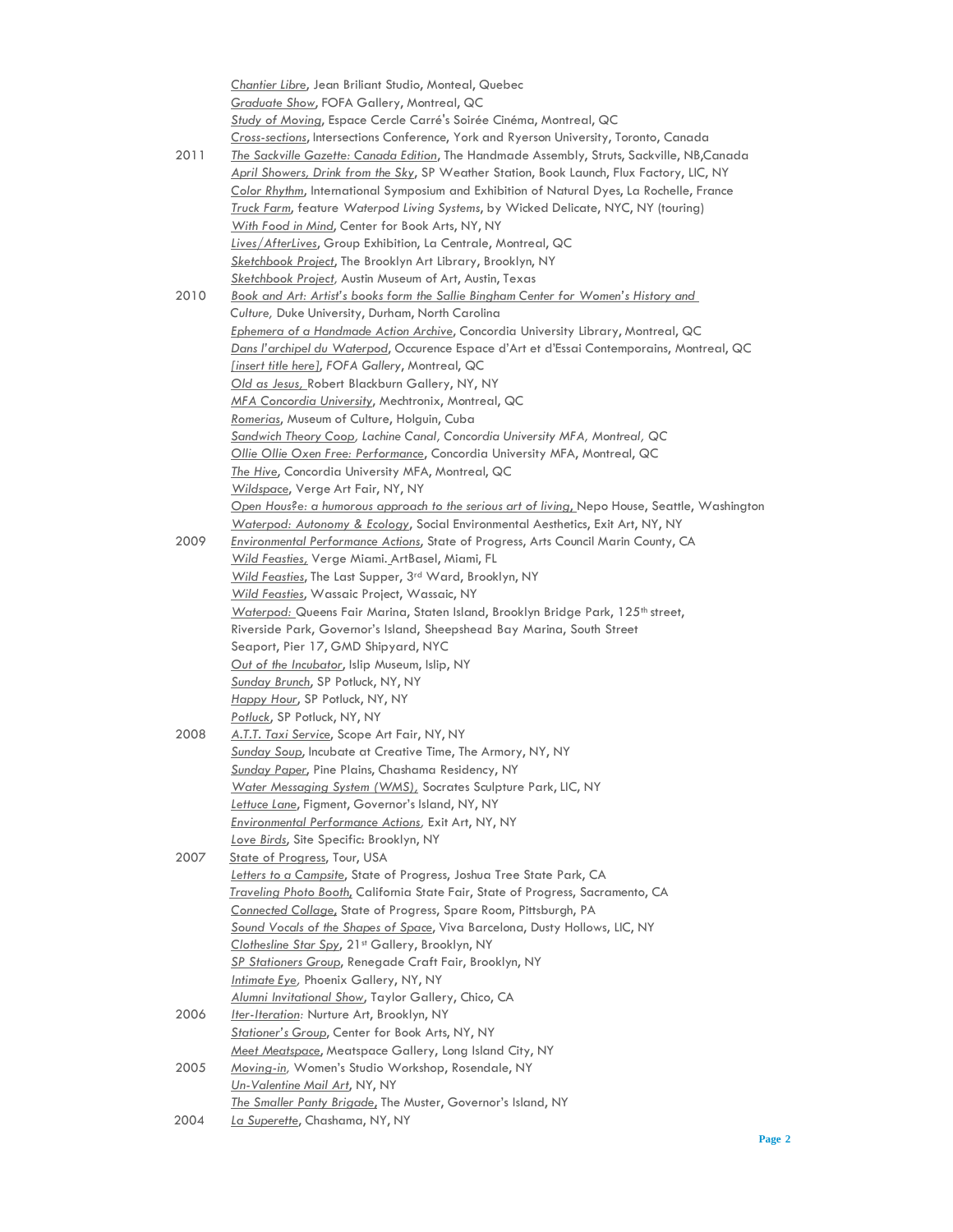*Chantier Libre*, Jean Briliant Studio, Monteal, Quebec
*Graduate Show*, FOFA Gallery, Montreal, QC
*Study of Moving*, Espace Cercle Carré's Soirée Cinéma, Montreal, QC
*Cross-sections*, Intersections Conference, York and Ryerson University, Toronto, Canada

**2011**
*The Sackville Gazette: Canada Edition*, The Handmade Assembly, Struts, Sackville, NB,Canada
*April Showers, Drink from the Sky*, SP Weather Station, Book Launch, Flux Factory, LIC, NY
*Color Rhythm*, International Symposium and Exhibition of Natural Dyes, La Rochelle, France
*Truck Farm*, feature *Waterpod Living Systems*, by Wicked Delicate, NYC, NY (touring)
*With Food in Mind*, Center for Book Arts, NY, NY
*Lives/AfterLives*, Group Exhibition, La Centrale, Montreal, QC
*Sketchbook Project*, The Brooklyn Art Library, Brooklyn, NY
*Sketchbook Project*, Austin Museum of Art, Austin, Texas

**2010**
*Book and Art: Artist's books form the Sallie Bingham Center for Women's History and Culture*, Duke University, Durham, North Carolina
*Ephemera of a Handmade Action Archive*, Concordia University Library, Montreal, QC
*Dans l'archipel du Waterpod*, Occurence Espace d'Art et d'Essai Contemporains, Montreal, QC
*[insert title here]*, FOFA Gallery, Montreal, QC
*Old as Jesus*, Robert Blackburn Gallery, NY, NY
*MFA Concordia University*, Mechtronix, Montreal, QC
*Romerias*, Museum of Culture, Holguin, Cuba
*Sandwich Theory Coop, Lachine Canal, Concordia University MFA, Montreal,* QC
*Ollie Ollie Oxen Free: Performance*, Concordia University MFA, Montreal, QC
*The Hive*, Concordia University MFA, Montreal, QC
*Wildspace*, Verge Art Fair, NY, NY
*Open Hous?e: a humorous approach to the serious art of living*, Nepo House, Seattle, Washington
*Waterpod: Autonomy & Ecology*, Social Environmental Aesthetics, Exit Art, NY, NY

**2009**
*Environmental Performance Actions*, State of Progress, Arts Council Marin County, CA
*Wild Feasties*, Verge Miami. ArtBasel, Miami, FL
*Wild Feasties*, The Last Supper, 3rd Ward, Brooklyn, NY
*Wild Feasties*, Wassaic Project, Wassaic, NY
*Waterpod:* Queens Fair Marina, Staten Island, Brooklyn Bridge Park, 125th street, Riverside Park, Governor's Island, Sheepshead Bay Marina, South Street Seaport, Pier 17, GMD Shipyard, NYC
*Out of the Incubator*, Islip Museum, Islip, NY
*Sunday Brunch*, SP Potluck, NY, NY
*Happy Hour*, SP Potluck, NY, NY
*Potluck*, SP Potluck, NY, NY

**2008**
*A.T.T. Taxi Service*, Scope Art Fair, NY, NY
*Sunday Soup*, Incubate at Creative Time, The Armory, NY, NY
*Sunday Paper*, Pine Plains, Chashama Residency, NY
*Water Messaging System (WMS)*, Socrates Sculpture Park, LIC, NY
*Lettuce Lane*, Figment, Governor's Island, NY, NY
*Environmental Performance Actions*, Exit Art, NY, NY
*Love Birds*, Site Specific: Brooklyn, NY

**2007**
State of Progress, Tour, USA
*Letters to a Campsite*, State of Progress, Joshua Tree State Park, CA
*Traveling Photo Booth*, California State Fair, State of Progress, Sacramento, CA
*Connected Collage*, State of Progress, Spare Room, Pittsburgh, PA
*Sound Vocals of the Shapes of Space*, Viva Barcelona, Dusty Hollows, LIC, NY
*Clothesline Star Spy*, 21st Gallery, Brooklyn, NY
*SP Stationers Group*, Renegade Craft Fair, Brooklyn, NY
*Intimate Eye*, Phoenix Gallery, NY, NY
*Alumni Invitational Show*, Taylor Gallery, Chico, CA

**2006**
*Iter-Iteration:* Nurture Art, Brooklyn, NY
*Stationer's Group*, Center for Book Arts, NY, NY
*Meet Meatspace*, Meatspace Gallery, Long Island City, NY

**2005**
*Moving-in*, Women's Studio Workshop, Rosendale, NY
*Un-Valentine Mail Art*, NY, NY
*The Smaller Panty Brigade*, The Muster, Governor's Island, NY

**2004**
*La Superette*, Chashama, NY, NY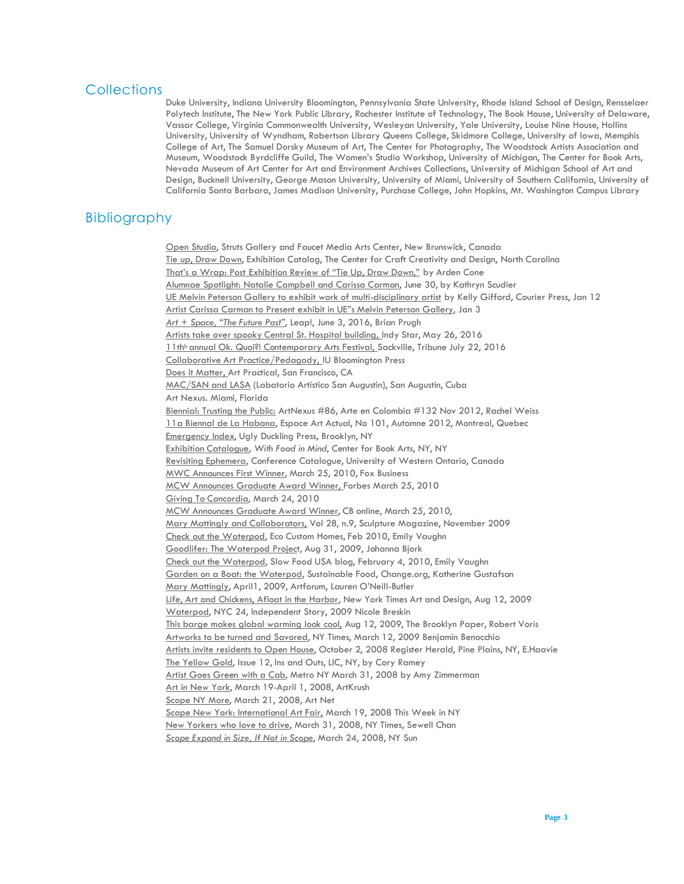## Collections

Duke University, Indiana University Bloomington, Pennsylvania State University, Rhode Island School of Design, Rensselaer Polytech Institute, The New York Public Library, Rochester Institute of Technology, The Book House, University of Delaware, Vassar College, Virginia Commonwealth University, Wesleyan University, Yale University, Louise Nine House, Hollins University, University of Wyndham, Robertson Library Queens College, Skidmore College, University of Iowa, Memphis College of Art, The Samuel Dorsky Museum of Art, The Center for Photography, The Woodstock Artists Association and Museum, Woodstock Byrdcliffe Guild, The Women's Studio Workshop, University of Michigan, The Center for Book Arts, Nevada Museum of Art Center for Art and Environment Archives Collections, University of Michigan School of Art and Design, Bucknell University, George Mason University, University of Miami, University of Southern California, University of California Santa Barbara, James Madison University, Purchase College, John Hopkins, Mt. Washington Campus Library

## Bibliography

Open Studio, Struts Gallery and Faucet Media Arts Center, New Brunswick, Canada
Tie up, Draw Down, Exhibition Catalog, The Center for Craft Creativity and Design, North Carolina
That's a Wrap: Post Exhibition Review of "Tie Up, Draw Down," by Arden Cone
Alumnae Spotlight: Natalie Campbell and Carissa Carman, June 30, by Kathryn Scudier
UE Melvin Peterson Gallery to exhibit work of multi-disciplinary artist by Kelly Gifford, Courier Press, Jan 12
Artist Carissa Carman to Present exhibit in UE"s Melvin Peterson Gallery, Jan 3
*Art + Space, "The Future Past"*, Leap!, June 3, 2016, Brian Prugh
Artists take over spooky Central St. Hospital building, Indy Star, May 26, 2016
11th annual Ok. Quoi?! Contemporary Arts Festival, Sackville, Tribune July 22, 2016
Collaborative Art Practice/Pedagody, IU Bloomington Press
Does it Matter, Art Practical, San Francisco, CA
MAC/SAN and LASA (Labatorio Artistico San Augustin), San Augustin, Cuba
Art Nexus. Miami, Florida
Biennial: Trusting the Public: ArtNexus #86, Arte en Colombia #132 Nov 2012, Rachel Weiss
11a Biennal de La Habana, Espace Art Actual, No 101, Automne 2012, Montreal, Quebec
Emergency Index, Ugly Duckling Press, Brooklyn, NY
Exhibition Catalogue, *With Food in Mind*, Center for Book Arts, NY, NY
Revisiting Ephemera, Conference Catalogue, University of Western Ontario, Canada
MWC Announces First Winner, March 25, 2010, Fox Business
MCW Announces Graduate Award Winner, Forbes March 25, 2010
Giving To Concordia, March 24, 2010
MCW Announces Graduate Award Winner, CB online, March 25, 2010,
Mary Mattingly and Collaborators, Vol 28, n.9, Sculpture Magazine, November 2009
Check out the Waterpod, Eco Custom Homes, Feb 2010, Emily Vaughn
Goodlifer: The Waterpod Project, Aug 31, 2009, Johanna Bjork
Check out the Waterpod, Slow Food USA blog, February 4, 2010, Emily Vaughn
Garden on a Boat: the Waterpod, Sustainable Food, Change.org, Katherine Gustafson
Mary Mattingly, April1, 2009, Artforum, Lauren O'Neill-Butler
Life, Art and Chickens, Afloat in the Harbor, New York Times Art and Design, Aug 12, 2009
Waterpod, NYC 24, Independent Story, 2009 Nicole Breskin
This barge makes global warming look cool, Aug 12, 2009, The Brooklyn Paper, Robert Voris
Artworks to be turned and Savored, NY Times, March 12, 2009 Benjamin Benocchio
Artists invite residents to Open House, October 2, 2008 Register Herald, Pine Plains, NY, E.Haavie
The Yellow Gold, Issue 12, Ins and Outs, LIC, NY, by Cory Ramey
Artist Goes Green with a Cab, Metro NY March 31, 2008 by Amy Zimmerman
Art in New York, March 19-April 1, 2008, ArtKrush
Scope NY More, March 21, 2008, Art Net
Scope New York: International Art Fair, March 19, 2008 This Week in NY
New Yorkers who love to drive, March 31, 2008, NY Times, Sewell Chan
*Scope Expand in Size, If Not in Scope*, March 24, 2008, NY Sun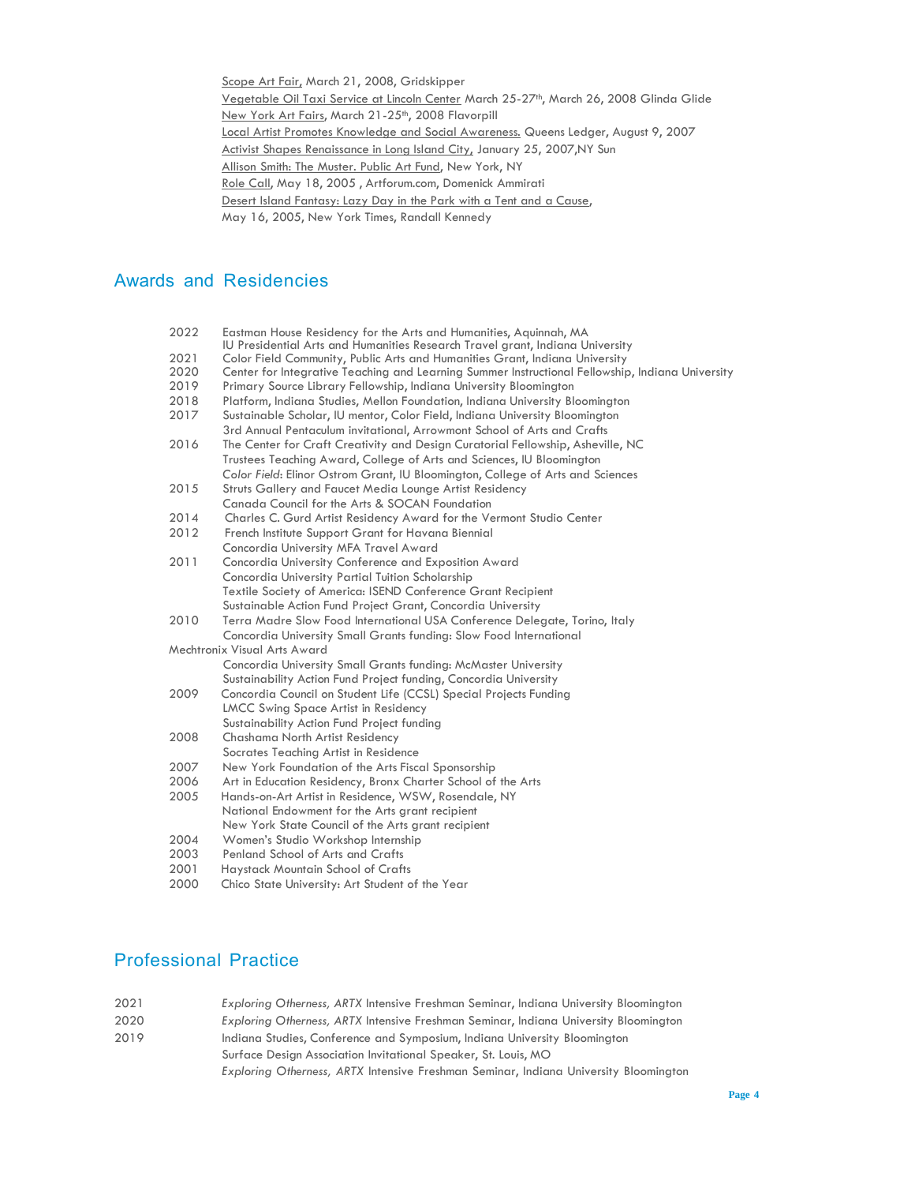Scope Art Fair, March 21, 2008, Gridskipper
Vegetable Oil Taxi Service at Lincoln Center March 25-27th, March 26, 2008 Glinda Glide
New York Art Fairs, March 21-25th, 2008 Flavorpill
Local Artist Promotes Knowledge and Social Awareness. Queens Ledger, August 9, 2007
Activist Shapes Renaissance in Long Island City, January 25, 2007,NY Sun
Allison Smith: The Muster. Public Art Fund, New York, NY
Role Call, May 18, 2005 , Artforum.com, Domenick Ammirati
Desert Island Fantasy: Lazy Day in the Park with a Tent and a Cause,
May 16, 2005, New York Times, Randall Kennedy

## Awards and Residencies

| | |
|---|---|
| 2022 | Eastman House Residency for the Arts and Humanities, Aquinnah, MA |
| | IU Presidential Arts and Humanities Research Travel grant, Indiana University |
| 2021 | Color Field Community, Public Arts and Humanities Grant, Indiana University |
| 2020 | Center for Integrative Teaching and Learning Summer Instructional Fellowship, Indiana University |
| 2019 | Primary Source Library Fellowship, Indiana University Bloomington |
| 2018 | Platform, Indiana Studies, Mellon Foundation, Indiana University Bloomington |
| 2017 | Sustainable Scholar, IU mentor, Color Field, Indiana University Bloomington |
| | 3rd Annual Pentaculum invitational, Arrowmont School of Arts and Crafts |
| 2016 | The Center for Craft Creativity and Design Curatorial Fellowship, Asheville, NC |
| | Trustees Teaching Award, College of Arts and Sciences, IU Bloomington |
| | *Color Field*: Elinor Ostrom Grant, IU Bloomington, College of Arts and Sciences |
| 2015 | Struts Gallery and Faucet Media Lounge Artist Residency |
| | Canada Council for the Arts & SOCAN Foundation |
| 2014 | Charles C. Gurd Artist Residency Award for the Vermont Studio Center |
| 2012 | French Institute Support Grant for Havana Biennial |
| | Concordia University MFA Travel Award |
| 2011 | Concordia University Conference and Exposition Award |
| | Concordia University Partial Tuition Scholarship |
| | Textile Society of America: ISEND Conference Grant Recipient |
| | Sustainable Action Fund Project Grant, Concordia University |
| 2010 | Terra Madre Slow Food International USA Conference Delegate, Torino, Italy |
| | Concordia University Small Grants funding: Slow Food International |
| Mechtronix Visual Arts Award | |
| | Concordia University Small Grants funding: McMaster University |
| | Sustainability Action Fund Project funding, Concordia University |
| 2009 | Concordia Council on Student Life (CCSL) Special Projects Funding |
| | LMCC Swing Space Artist in Residency |
| | Sustainability Action Fund Project funding |
| 2008 | Chashama North Artist Residency |
| | Socrates Teaching Artist in Residence |
| 2007 | New York Foundation of the Arts Fiscal Sponsorship |
| 2006 | Art in Education Residency, Bronx Charter School of the Arts |
| 2005 | Hands-on-Art Artist in Residence, WSW, Rosendale, NY |
| | National Endowment for the Arts grant recipient |
| | New York State Council of the Arts grant recipient |
| 2004 | Women's Studio Workshop Internship |
| 2003 | Penland School of Arts and Crafts |
| 2001 | Haystack Mountain School of Crafts |
| 2000 | Chico State University: Art Student of the Year |

## Professional Practice

| | |
|---|---|
| 2021 | *Exploring Otherness, ARTX* Intensive Freshman Seminar, Indiana University Bloomington |
| 2020 | *Exploring Otherness, ARTX* Intensive Freshman Seminar, Indiana University Bloomington |
| 2019 | Indiana Studies, Conference and Symposium, Indiana University Bloomington |
| | Surface Design Association Invitational Speaker, St. Louis, MO |
| | *Exploring Otherness, ARTX* Intensive Freshman Seminar, Indiana University Bloomington |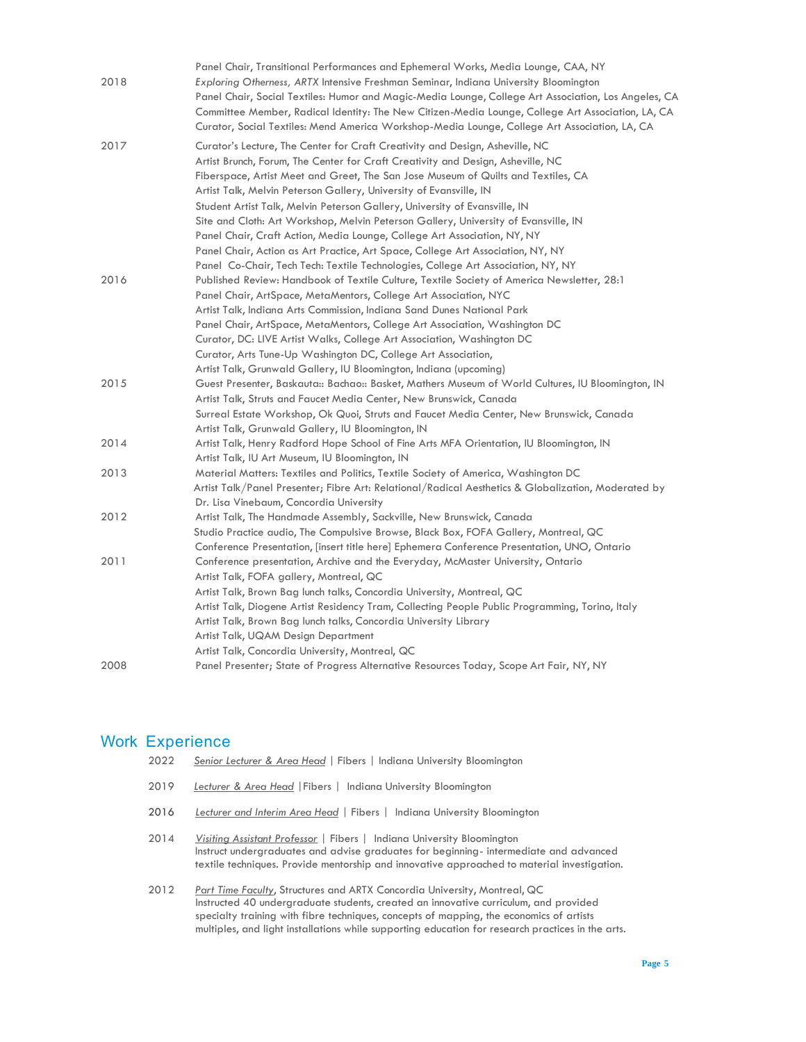| | |
|---|---|
| | Panel Chair, Transitional Performances and Ephemeral Works, Media Lounge, CAA, NY |
| 2018 | *Exploring Otherness, ARTX* Intensive Freshman Seminar, Indiana University Bloomington |
| | Panel Chair, Social Textiles: Humor and Magic-Media Lounge, College Art Association, Los Angeles, CA |
| | Committee Member, Radical Identity: The New Citizen-Media Lounge, College Art Association, LA, CA |
| | Curator, Social Textiles: Mend America Workshop-Media Lounge, College Art Association, LA, CA |
| 2017 | Curator's Lecture, The Center for Craft Creativity and Design, Asheville, NC |
| | Artist Brunch, Forum, The Center for Craft Creativity and Design, Asheville, NC |
| | Fiberspace, Artist Meet and Greet, The San Jose Museum of Quilts and Textiles, CA |
| | Artist Talk, Melvin Peterson Gallery, University of Evansville, IN |
| | Student Artist Talk, Melvin Peterson Gallery, University of Evansville, IN |
| | Site and Cloth: Art Workshop, Melvin Peterson Gallery, University of Evansville, IN |
| | Panel Chair, Craft Action, Media Lounge, College Art Association, NY, NY |
| | Panel Chair, Action as Art Practice, Art Space, College Art Association, NY, NY |
| | Panel Co-Chair, Tech Tech: Textile Technologies, College Art Association, NY, NY |
| 2016 | Published Review: Handbook of Textile Culture, Textile Society of America Newsletter, 28:1 |
| | Panel Chair, ArtSpace, MetaMentors, College Art Association, NYC |
| | Artist Talk, Indiana Arts Commission, Indiana Sand Dunes National Park |
| | Panel Chair, ArtSpace, MetaMentors, College Art Association, Washington DC |
| | Curator, DC: LIVE Artist Walks, College Art Association, Washington DC |
| | Curator, Arts Tune-Up Washington DC, College Art Association, |
| | Artist Talk, Grunwald Gallery, IU Bloomington, Indiana (upcoming) |
| 2015 | Guest Presenter, Baskauta:: Bachao:: Basket, Mathers Museum of World Cultures, IU Bloomington, IN |
| | Artist Talk, Struts and Faucet Media Center, New Brunswick, Canada |
| | Surreal Estate Workshop, Ok Quoi, Struts and Faucet Media Center, New Brunswick, Canada |
| | Artist Talk, Grunwald Gallery, IU Bloomington, IN |
| 2014 | Artist Talk, Henry Radford Hope School of Fine Arts MFA Orientation, IU Bloomington, IN |
| | Artist Talk, IU Art Museum, IU Bloomington, IN |
| 2013 | Material Matters: Textiles and Politics, Textile Society of America, Washington DC |
| | Artist Talk/Panel Presenter; Fibre Art: Relational/Radical Aesthetics & Globalization, Moderated by Dr. Lisa Vinebaum, Concordia University |
| 2012 | Artist Talk, The Handmade Assembly, Sackville, New Brunswick, Canada |
| | Studio Practice audio, The Compulsive Browse, Black Box, FOFA Gallery, Montreal, QC |
| | Conference Presentation, [insert title here] Ephemera Conference Presentation, UNO, Ontario |
| 2011 | Conference presentation, Archive and the Everyday, McMaster University, Ontario |
| | Artist Talk, FOFA gallery, Montreal, QC |
| | Artist Talk, Brown Bag lunch talks, Concordia University, Montreal, QC |
| | Artist Talk, Diogene Artist Residency Tram, Collecting People Public Programming, Torino, Italy |
| | Artist Talk, Brown Bag lunch talks, Concordia University Library |
| | Artist Talk, UQAM Design Department |
| | Artist Talk, Concordia University, Montreal, QC |
| 2008 | Panel Presenter; State of Progress Alternative Resources Today, Scope Art Fair, NY, NY |

## Work Experience

2022 *Senior Lecturer & Area Head* | Fibers | Indiana University Bloomington

2019 *Lecturer & Area Head* | Fibers | Indiana University Bloomington

2016 *Lecturer and Interim Area Head* | Fibers | Indiana University Bloomington

2014 *Visiting Assistant Professor* | Fibers | Indiana University Bloomington
Instruct undergraduates and advise graduates for beginning- intermediate and advanced textile techniques. Provide mentorship and innovative approached to material investigation.

2012 *Part Time Faculty*, Structures and ARTX Concordia University, Montreal, QC
Instructed 40 undergraduate students, created an innovative curriculum, and provided specialty training with fibre techniques, concepts of mapping, the economics of artists multiples, and light installations while supporting education for research practices in the arts.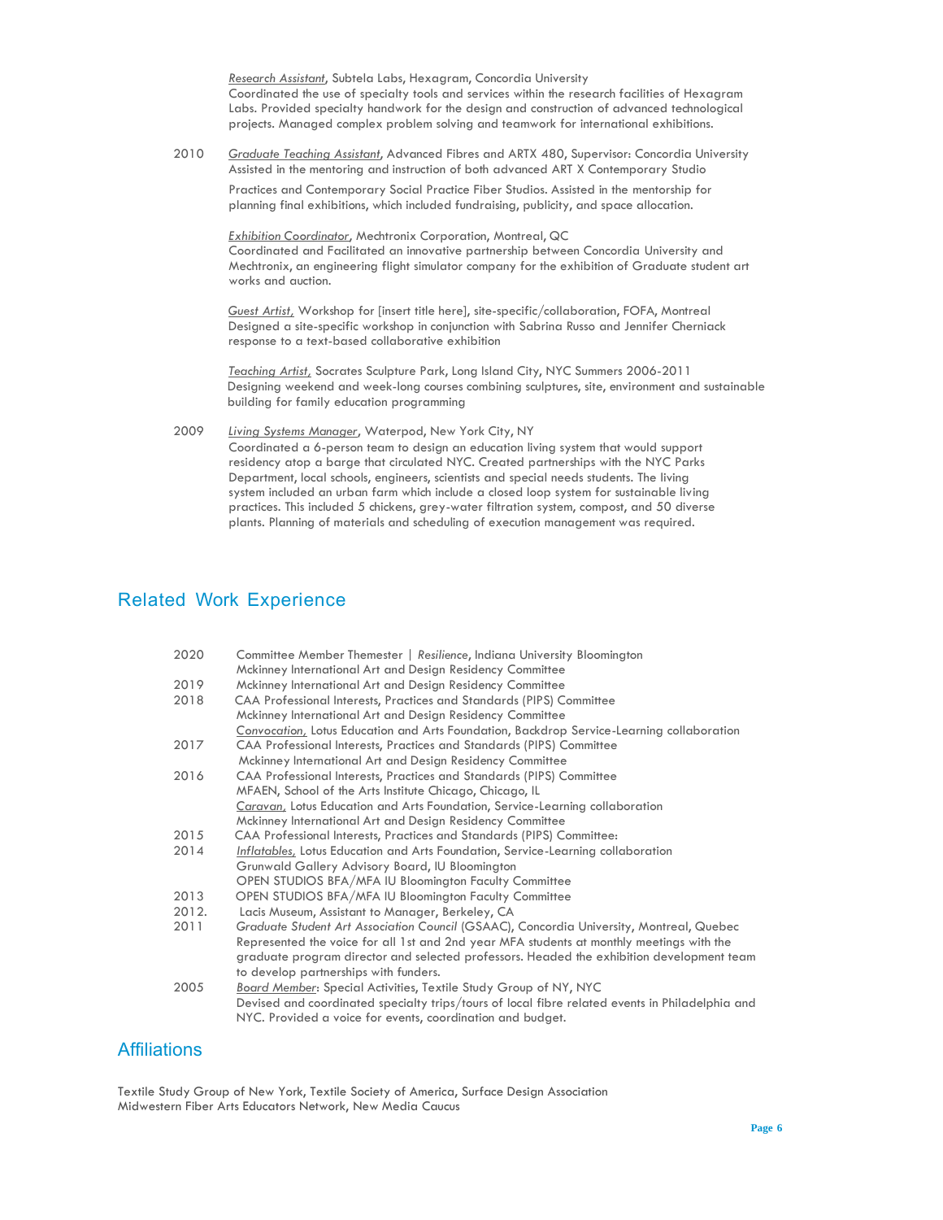*Research Assistant*, Subtela Labs, Hexagram, Concordia University
Coordinated the use of specialty tools and services within the research facilities of Hexagram Labs. Provided specialty handwork for the design and construction of advanced technological projects. Managed complex problem solving and teamwork for international exhibitions.

2010 *Graduate Teaching Assistant*, Advanced Fibres and ARTX 480, Supervisor: Concordia University
Assisted in the mentoring and instruction of both advanced ART X Contemporary Studio Practices and Contemporary Social Practice Fiber Studios. Assisted in the mentorship for planning final exhibitions, which included fundraising, publicity, and space allocation.

*Exhibition Coordinator*, Mechtronix Corporation, Montreal, QC
Coordinated and Facilitated an innovative partnership between Concordia University and Mechtronix, an engineering flight simulator company for the exhibition of Graduate student art works and auction.

*Guest Artist*, Workshop for [insert title here], site-specific/collaboration, FOFA, Montreal
Designed a site-specific workshop in conjunction with Sabrina Russo and Jennifer Cherniack response to a text-based collaborative exhibition

*Teaching Artist*, Socrates Sculpture Park, Long Island City, NYC Summers 2006-2011
Designing weekend and week-long courses combining sculptures, site, environment and sustainable building for family education programming

2009 *Living Systems Manager*, Waterpod, New York City, NY
Coordinated a 6-person team to design an education living system that would support residency atop a barge that circulated NYC. Created partnerships with the NYC Parks Department, local schools, engineers, scientists and special needs students. The living system included an urban farm which include a closed loop system for sustainable living practices. This included 5 chickens, grey-water filtration system, compost, and 50 diverse plants. Planning of materials and scheduling of execution management was required.

## Related Work Experience

2020 Committee Member Themester | *Resilience*, Indiana University Bloomington
Mckinney International Art and Design Residency Committee

2019 Mckinney International Art and Design Residency Committee

2018 CAA Professional Interests, Practices and Standards (PIPS) Committee
Mckinney International Art and Design Residency Committee
*Convocation*, Lotus Education and Arts Foundation, Backdrop Service-Learning collaboration

2017 CAA Professional Interests, Practices and Standards (PIPS) Committee
Mckinney International Art and Design Residency Committee

2016 CAA Professional Interests, Practices and Standards (PIPS) Committee
MFAEN, School of the Arts Institute Chicago, Chicago, IL
*Caravan*, Lotus Education and Arts Foundation, Service-Learning collaboration
Mckinney International Art and Design Residency Committee

2015 CAA Professional Interests, Practices and Standards (PIPS) Committee:

2014 *Inflatables*, Lotus Education and Arts Foundation, Service-Learning collaboration
Grunwald Gallery Advisory Board, IU Bloomington
OPEN STUDIOS BFA/MFA IU Bloomington Faculty Committee

2013 OPEN STUDIOS BFA/MFA IU Bloomington Faculty Committee

2012. Lacis Museum, Assistant to Manager, Berkeley, CA

2011 *Graduate Student Art Association Council* (GSAAC), Concordia University, Montreal, Quebec
Represented the voice for all 1st and 2nd year MFA students at monthly meetings with the graduate program director and selected professors. Headed the exhibition development team to develop partnerships with funders.

2005 *Board Member*: Special Activities, Textile Study Group of NY, NYC
Devised and coordinated specialty trips/tours of local fibre related events in Philadelphia and NYC. Provided a voice for events, coordination and budget.

## Affiliations

Textile Study Group of New York, Textile Society of America, Surface Design Association
Midwestern Fiber Arts Educators Network, New Media Caucus